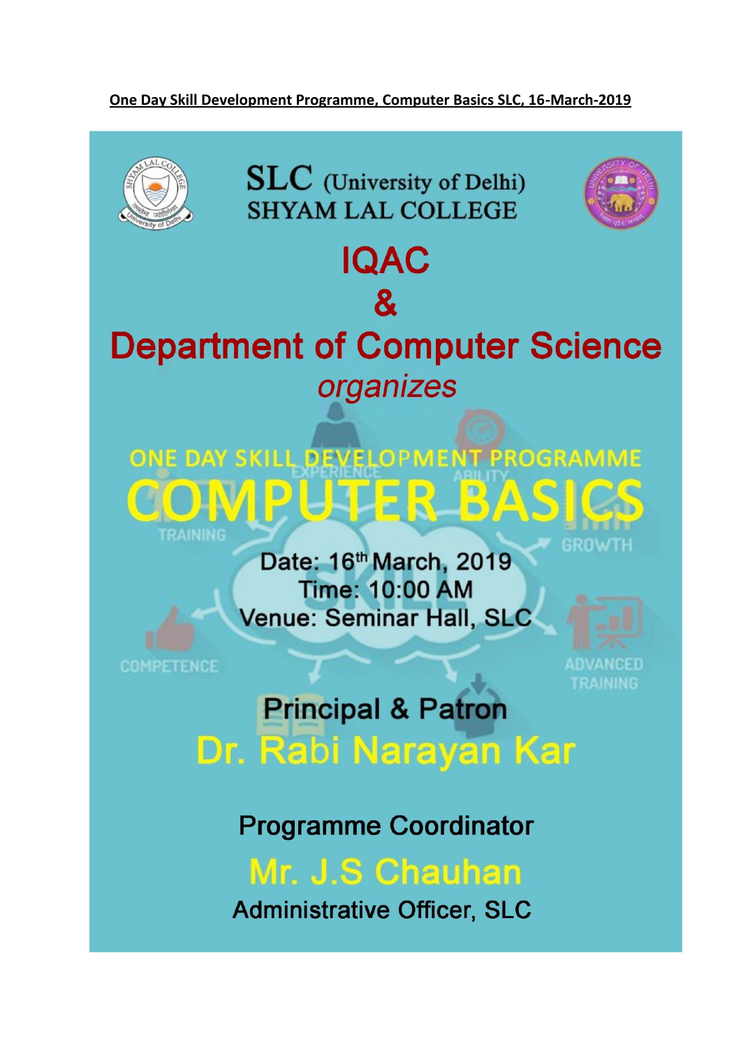**One Day Skill Development Programme, Computer Basics SLC, 16-March-2019**

SLC (University of Delhi)
SHYAM LAL COLLEGE

# IQAC
# &
# Department of Computer Science

*organizes*

## ONE DAY SKILL DEVELOPMENT PROGRAMME

# COMPUTER BASICS

Date: 16th March, 2019
Time: 10:00 AM
Venue: Seminar Hall, SLC

**Principal & Patron**
Dr. Rabi Narayan Kar

**Programme Coordinator**
Mr. J.S Chauhan
Administrative Officer, SLC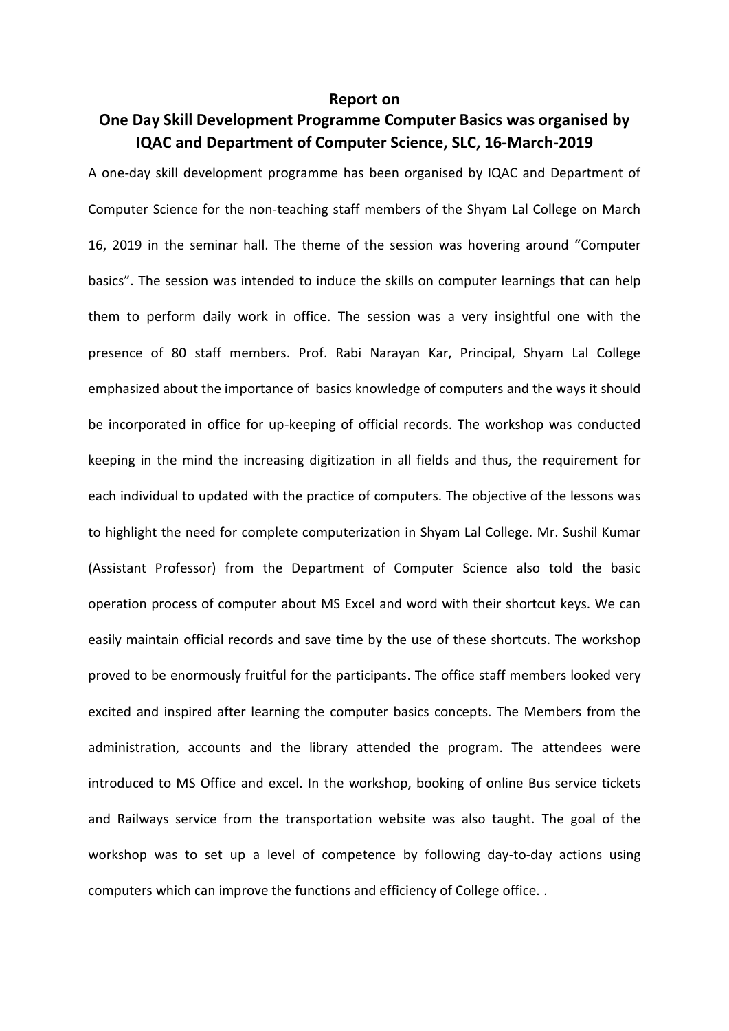**Report on**

**One Day Skill Development Programme Computer Basics was organised by IQAC and Department of Computer Science, SLC, 16-March-2019**

A one-day skill development programme has been organised by IQAC and Department of Computer Science for the non-teaching staff members of the Shyam Lal College on March 16, 2019 in the seminar hall. The theme of the session was hovering around "Computer basics". The session was intended to induce the skills on computer learnings that can help them to perform daily work in office. The session was a very insightful one with the presence of 80 staff members. Prof. Rabi Narayan Kar, Principal, Shyam Lal College emphasized about the importance of basics knowledge of computers and the ways it should be incorporated in office for up-keeping of official records. The workshop was conducted keeping in the mind the increasing digitization in all fields and thus, the requirement for each individual to updated with the practice of computers. The objective of the lessons was to highlight the need for complete computerization in Shyam Lal College. Mr. Sushil Kumar (Assistant Professor) from the Department of Computer Science also told the basic operation process of computer about MS Excel and word with their shortcut keys. We can easily maintain official records and save time by the use of these shortcuts. The workshop proved to be enormously fruitful for the participants. The office staff members looked very excited and inspired after learning the computer basics concepts. The Members from the administration, accounts and the library attended the program. The attendees were introduced to MS Office and excel. In the workshop, booking of online Bus service tickets and Railways service from the transportation website was also taught. The goal of the workshop was to set up a level of competence by following day-to-day actions using computers which can improve the functions and efficiency of College office. .